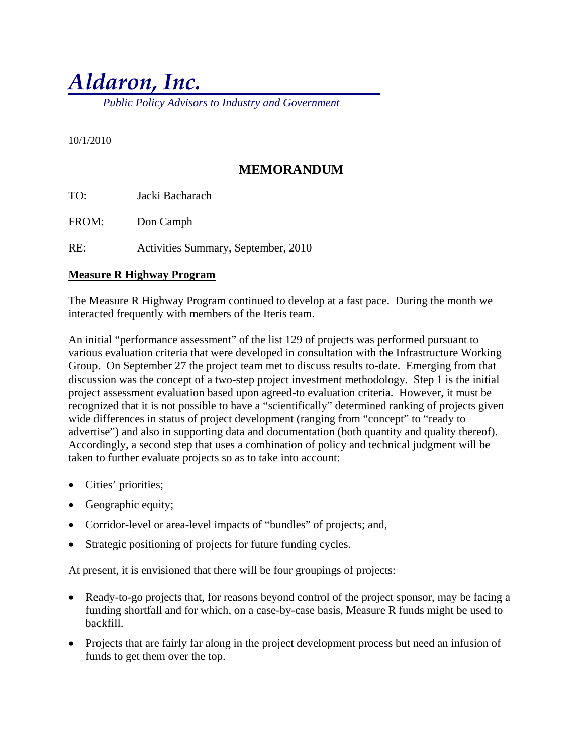# *Aldaron, Inc.*

*Public Policy Advisors to Industry and Government*

10/1/2010

## MEMORANDUM

TO: Jacki Bacharach

FROM: Don Camph

RE: Activities Summary, September, 2010

**Measure R Highway Program**

The Measure R Highway Program continued to develop at a fast pace. During the month we interacted frequently with members of the Iteris team.

An initial "performance assessment" of the list 129 of projects was performed pursuant to various evaluation criteria that were developed in consultation with the Infrastructure Working Group. On September 27 the project team met to discuss results to-date. Emerging from that discussion was the concept of a two-step project investment methodology. Step 1 is the initial project assessment evaluation based upon agreed-to evaluation criteria. However, it must be recognized that it is not possible to have a "scientifically" determined ranking of projects given wide differences in status of project development (ranging from "concept" to "ready to advertise") and also in supporting data and documentation (both quantity and quality thereof). Accordingly, a second step that uses a combination of policy and technical judgment will be taken to further evaluate projects so as to take into account:

- Cities' priorities;
- Geographic equity;
- Corridor-level or area-level impacts of "bundles" of projects; and,
- Strategic positioning of projects for future funding cycles.

At present, it is envisioned that there will be four groupings of projects:

- Ready-to-go projects that, for reasons beyond control of the project sponsor, may be facing a funding shortfall and for which, on a case-by-case basis, Measure R funds might be used to backfill.
- Projects that are fairly far along in the project development process but need an infusion of funds to get them over the top.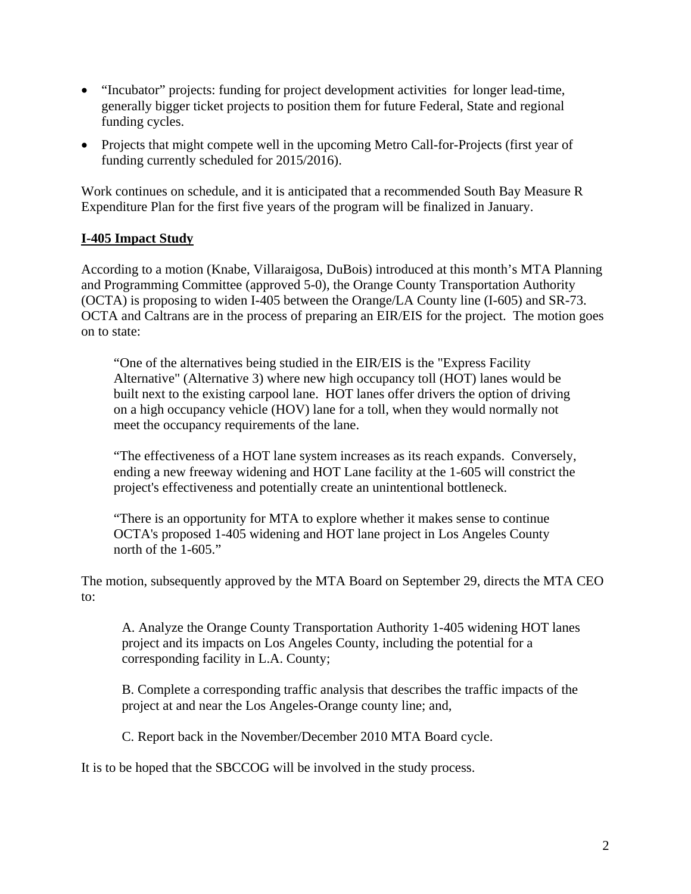- "Incubator" projects: funding for project development activities for longer lead-time, generally bigger ticket projects to position them for future Federal, State and regional funding cycles.
- Projects that might compete well in the upcoming Metro Call-for-Projects (first year of funding currently scheduled for 2015/2016).

Work continues on schedule, and it is anticipated that a recommended South Bay Measure R Expenditure Plan for the first five years of the program will be finalized in January.

**I-405 Impact Study**

According to a motion (Knabe, Villaraigosa, DuBois) introduced at this month's MTA Planning and Programming Committee (approved 5-0), the Orange County Transportation Authority (OCTA) is proposing to widen I-405 between the Orange/LA County line (I-605) and SR-73. OCTA and Caltrans are in the process of preparing an EIR/EIS for the project. The motion goes on to state:

> "One of the alternatives being studied in the EIR/EIS is the "Express Facility Alternative" (Alternative 3) where new high occupancy toll (HOT) lanes would be built next to the existing carpool lane. HOT lanes offer drivers the option of driving on a high occupancy vehicle (HOV) lane for a toll, when they would normally not meet the occupancy requirements of the lane.
>
> "The effectiveness of a HOT lane system increases as its reach expands. Conversely, ending a new freeway widening and HOT Lane facility at the 1-605 will constrict the project's effectiveness and potentially create an unintentional bottleneck.
>
> "There is an opportunity for MTA to explore whether it makes sense to continue OCTA's proposed 1-405 widening and HOT lane project in Los Angeles County north of the 1-605."

The motion, subsequently approved by the MTA Board on September 29, directs the MTA CEO to:

> A. Analyze the Orange County Transportation Authority 1-405 widening HOT lanes project and its impacts on Los Angeles County, including the potential for a corresponding facility in L.A. County;
>
> B. Complete a corresponding traffic analysis that describes the traffic impacts of the project at and near the Los Angeles-Orange county line; and,
>
> C. Report back in the November/December 2010 MTA Board cycle.

It is to be hoped that the SBCCOG will be involved in the study process.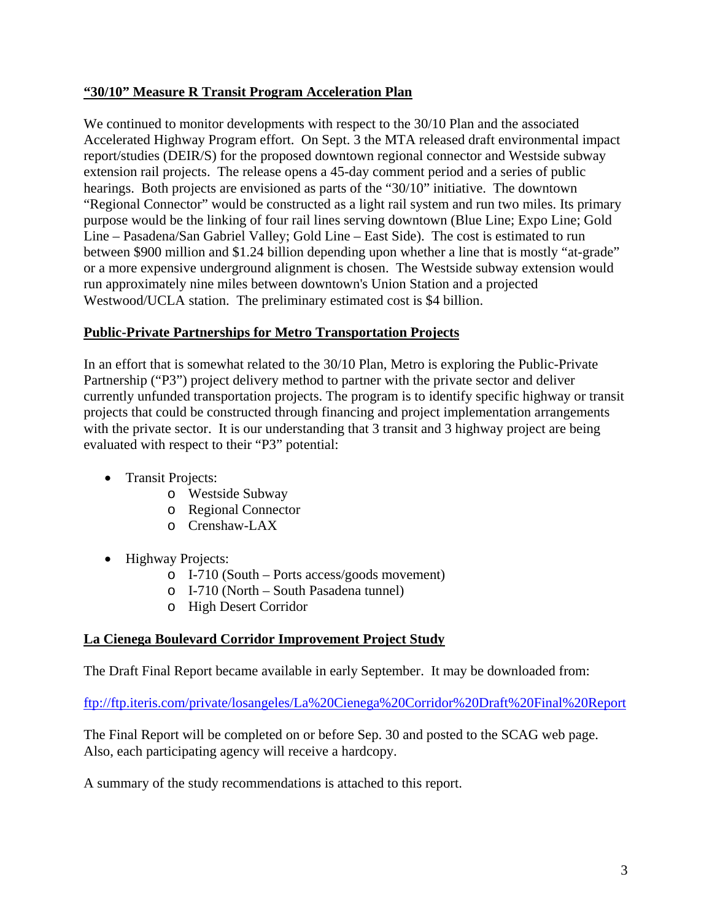## **"30/10" Measure R Transit Program Acceleration Plan**

We continued to monitor developments with respect to the 30/10 Plan and the associated Accelerated Highway Program effort. On Sept. 3 the MTA released draft environmental impact report/studies (DEIR/S) for the proposed downtown regional connector and Westside subway extension rail projects. The release opens a 45-day comment period and a series of public hearings. Both projects are envisioned as parts of the "30/10" initiative. The downtown "Regional Connector" would be constructed as a light rail system and run two miles. Its primary purpose would be the linking of four rail lines serving downtown (Blue Line; Expo Line; Gold Line – Pasadena/San Gabriel Valley; Gold Line – East Side). The cost is estimated to run between $900 million and $1.24 billion depending upon whether a line that is mostly "at-grade" or a more expensive underground alignment is chosen. The Westside subway extension would run approximately nine miles between downtown's Union Station and a projected Westwood/UCLA station. The preliminary estimated cost is $4 billion.

## **Public-Private Partnerships for Metro Transportation Projects**

In an effort that is somewhat related to the 30/10 Plan, Metro is exploring the Public-Private Partnership ("P3") project delivery method to partner with the private sector and deliver currently unfunded transportation projects. The program is to identify specific highway or transit projects that could be constructed through financing and project implementation arrangements with the private sector. It is our understanding that 3 transit and 3 highway project are being evaluated with respect to their "P3" potential:

- Transit Projects:
  - Westside Subway
  - Regional Connector
  - Crenshaw-LAX
- Highway Projects:
  - I-710 (South – Ports access/goods movement)
  - I-710 (North – South Pasadena tunnel)
  - High Desert Corridor

## **La Cienega Boulevard Corridor Improvement Project Study**

The Draft Final Report became available in early September. It may be downloaded from:

ftp://ftp.iteris.com/private/losangeles/La%20Cienega%20Corridor%20Draft%20Final%20Report

The Final Report will be completed on or before Sep. 30 and posted to the SCAG web page. Also, each participating agency will receive a hardcopy.

A summary of the study recommendations is attached to this report.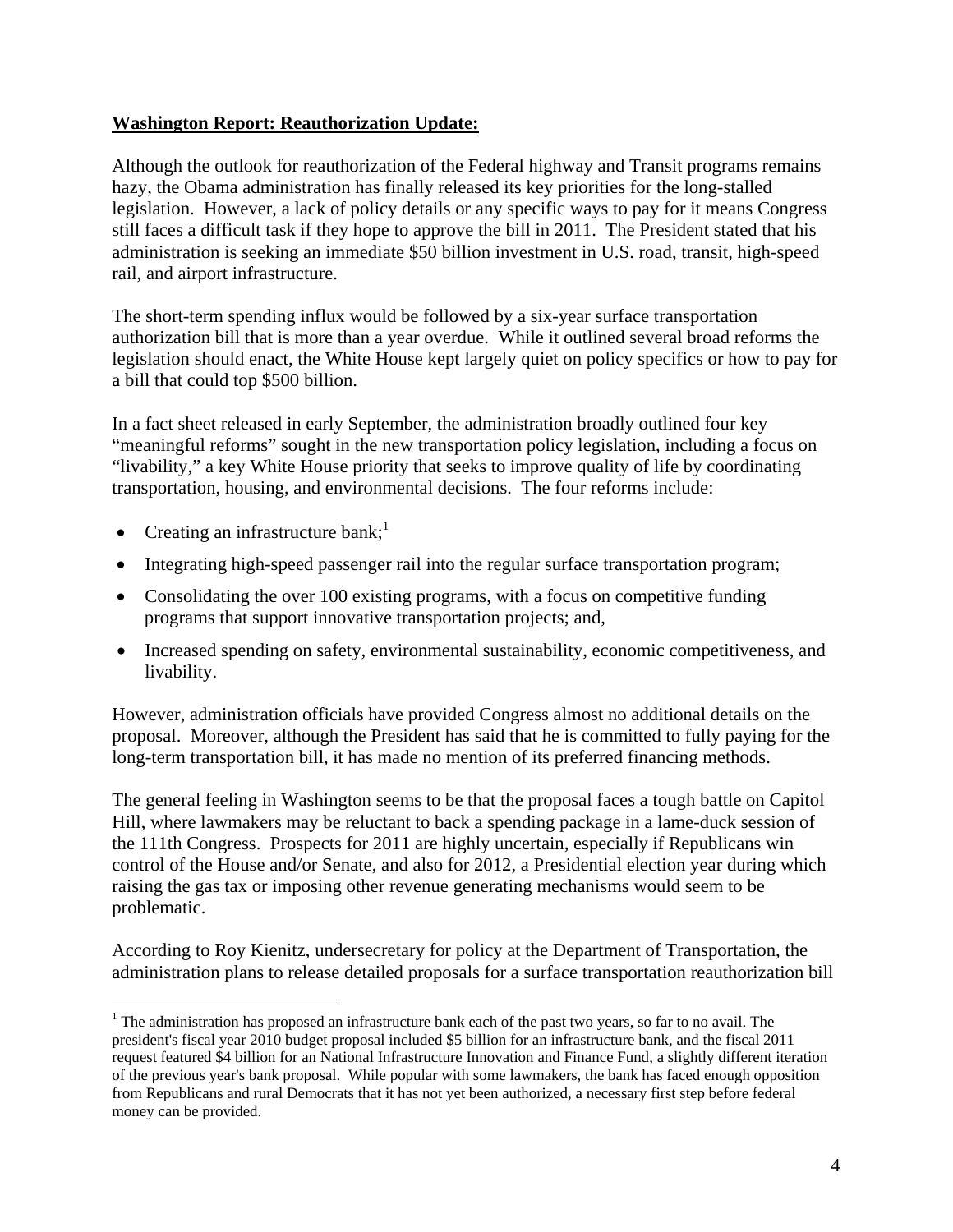**Washington Report: Reauthorization Update:**

Although the outlook for reauthorization of the Federal highway and Transit programs remains hazy, the Obama administration has finally released its key priorities for the long-stalled legislation. However, a lack of policy details or any specific ways to pay for it means Congress still faces a difficult task if they hope to approve the bill in 2011. The President stated that his administration is seeking an immediate $50 billion investment in U.S. road, transit, high-speed rail, and airport infrastructure.

The short-term spending influx would be followed by a six-year surface transportation authorization bill that is more than a year overdue. While it outlined several broad reforms the legislation should enact, the White House kept largely quiet on policy specifics or how to pay for a bill that could top $500 billion.

In a fact sheet released in early September, the administration broadly outlined four key "meaningful reforms" sought in the new transportation policy legislation, including a focus on "livability," a key White House priority that seeks to improve quality of life by coordinating transportation, housing, and environmental decisions. The four reforms include:

- Creating an infrastructure bank;[1]
- Integrating high-speed passenger rail into the regular surface transportation program;
- Consolidating the over 100 existing programs, with a focus on competitive funding programs that support innovative transportation projects; and,
- Increased spending on safety, environmental sustainability, economic competitiveness, and livability.

However, administration officials have provided Congress almost no additional details on the proposal. Moreover, although the President has said that he is committed to fully paying for the long-term transportation bill, it has made no mention of its preferred financing methods.

The general feeling in Washington seems to be that the proposal faces a tough battle on Capitol Hill, where lawmakers may be reluctant to back a spending package in a lame-duck session of the 111th Congress. Prospects for 2011 are highly uncertain, especially if Republicans win control of the House and/or Senate, and also for 2012, a Presidential election year during which raising the gas tax or imposing other revenue generating mechanisms would seem to be problematic.

According to Roy Kienitz, undersecretary for policy at the Department of Transportation, the administration plans to release detailed proposals for a surface transportation reauthorization bill

---

[1] The administration has proposed an infrastructure bank each of the past two years, so far to no avail. The president's fiscal year 2010 budget proposal included $5 billion for an infrastructure bank, and the fiscal 2011 request featured $4 billion for an National Infrastructure Innovation and Finance Fund, a slightly different iteration of the previous year's bank proposal. While popular with some lawmakers, the bank has faced enough opposition from Republicans and rural Democrats that it has not yet been authorized, a necessary first step before federal money can be provided.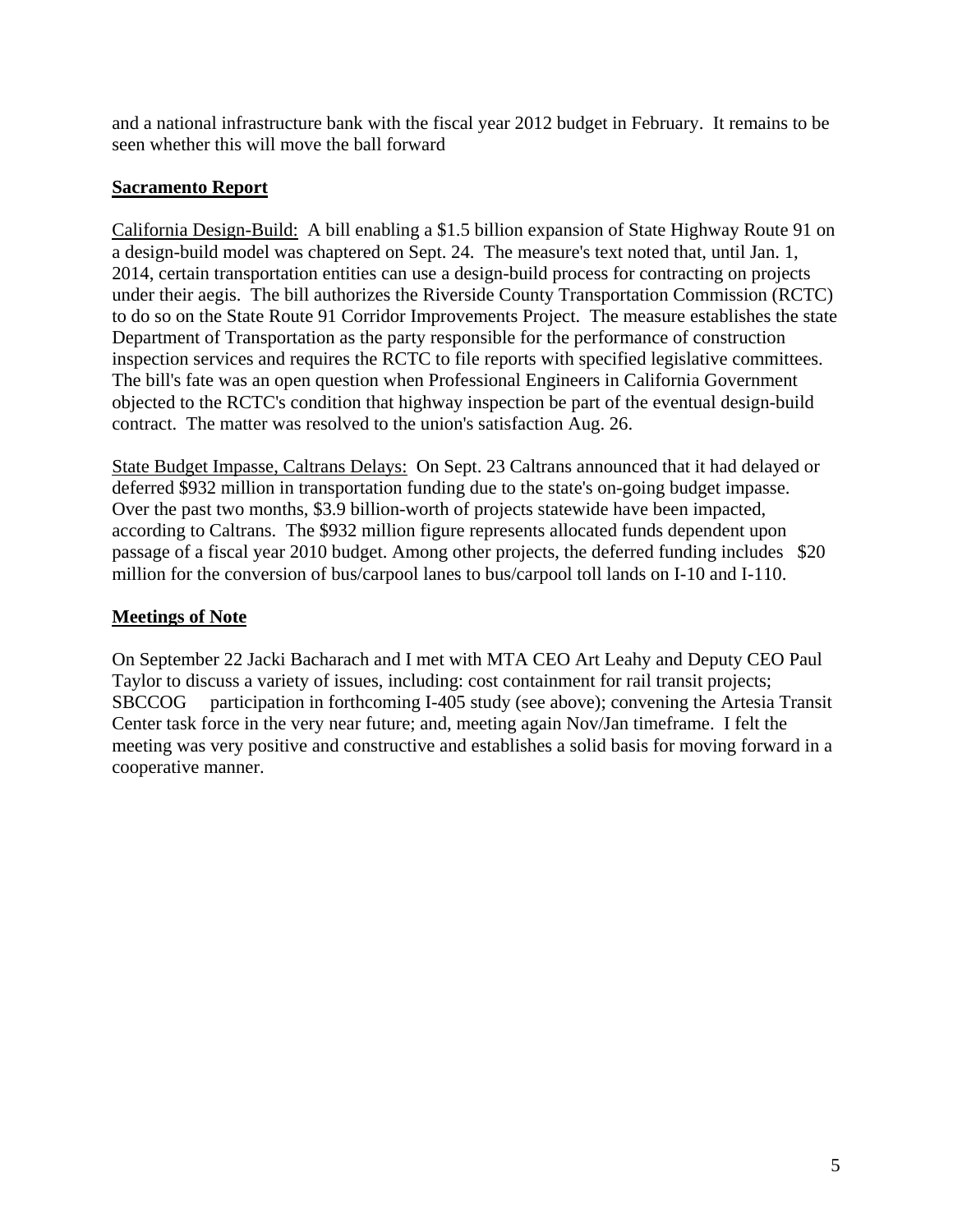and a national infrastructure bank with the fiscal year 2012 budget in February. It remains to be seen whether this will move the ball forward

**Sacramento Report**

California Design-Build: A bill enabling a $1.5 billion expansion of State Highway Route 91 on a design-build model was chaptered on Sept. 24. The measure's text noted that, until Jan. 1, 2014, certain transportation entities can use a design-build process for contracting on projects under their aegis. The bill authorizes the Riverside County Transportation Commission (RCTC) to do so on the State Route 91 Corridor Improvements Project. The measure establishes the state Department of Transportation as the party responsible for the performance of construction inspection services and requires the RCTC to file reports with specified legislative committees. The bill's fate was an open question when Professional Engineers in California Government objected to the RCTC's condition that highway inspection be part of the eventual design-build contract. The matter was resolved to the union's satisfaction Aug. 26.

State Budget Impasse, Caltrans Delays: On Sept. 23 Caltrans announced that it had delayed or deferred $932 million in transportation funding due to the state's on-going budget impasse. Over the past two months, $3.9 billion-worth of projects statewide have been impacted, according to Caltrans. The $932 million figure represents allocated funds dependent upon passage of a fiscal year 2010 budget. Among other projects, the deferred funding includes $20 million for the conversion of bus/carpool lanes to bus/carpool toll lands on I-10 and I-110.

**Meetings of Note**

On September 22 Jacki Bacharach and I met with MTA CEO Art Leahy and Deputy CEO Paul Taylor to discuss a variety of issues, including: cost containment for rail transit projects; SBCCOG participation in forthcoming I-405 study (see above); convening the Artesia Transit Center task force in the very near future; and, meeting again Nov/Jan timeframe. I felt the meeting was very positive and constructive and establishes a solid basis for moving forward in a cooperative manner.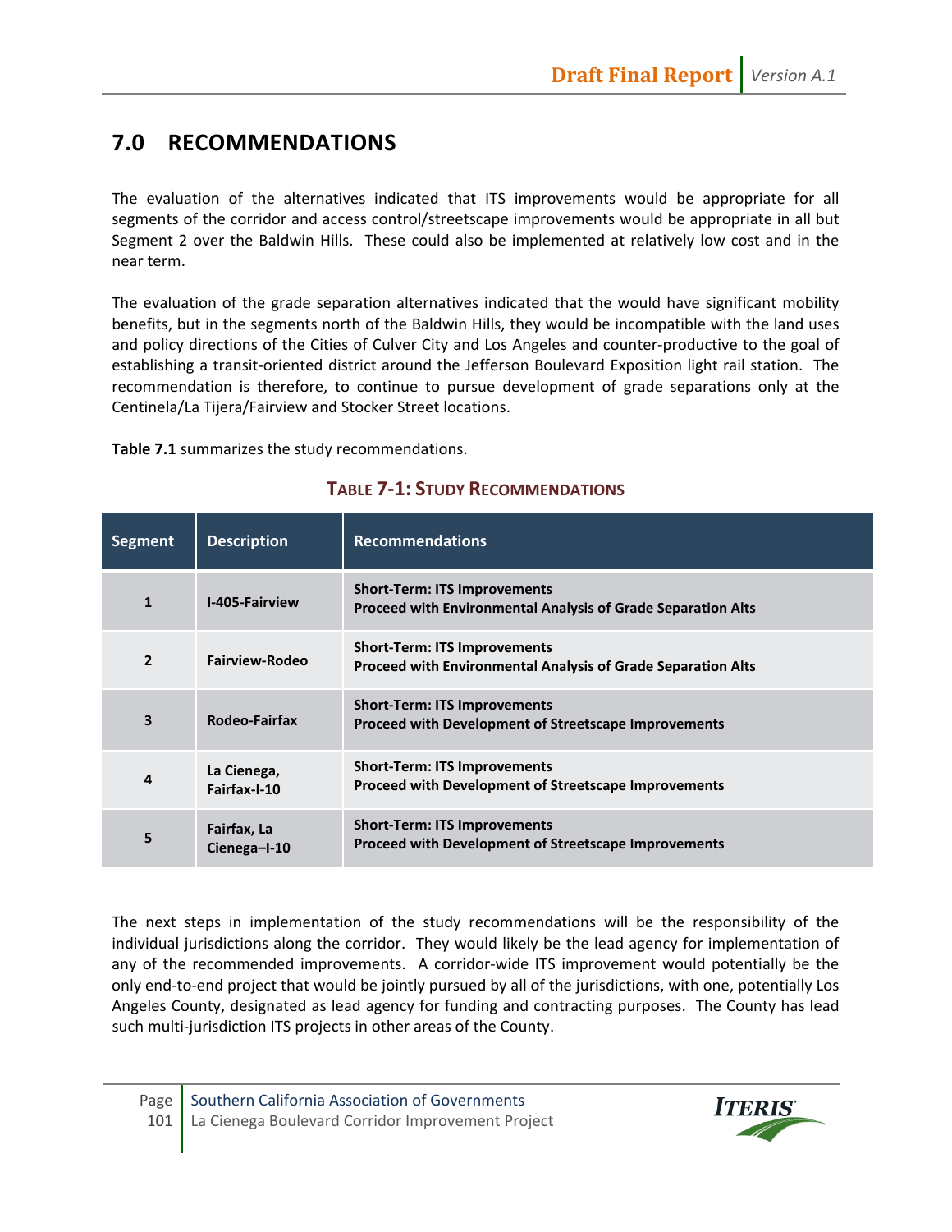# 7.0 RECOMMENDATIONS

The evaluation of the alternatives indicated that ITS improvements would be appropriate for all segments of the corridor and access control/streetscape improvements would be appropriate in all but Segment 2 over the Baldwin Hills. These could also be implemented at relatively low cost and in the near term.

The evaluation of the grade separation alternatives indicated that the would have significant mobility benefits, but in the segments north of the Baldwin Hills, they would be incompatible with the land uses and policy directions of the Cities of Culver City and Los Angeles and counter-productive to the goal of establishing a transit-oriented district around the Jefferson Boulevard Exposition light rail station. The recommendation is therefore, to continue to pursue development of grade separations only at the Centinela/La Tijera/Fairview and Stocker Street locations.

**Table 7.1** summarizes the study recommendations.

**TABLE 7-1: STUDY RECOMMENDATIONS**

| Segment | Description | Recommendations |
|---|---|---|
| **1** | **I-405-Fairview** | **Short-Term: ITS Improvements**<br>**Proceed with Environmental Analysis of Grade Separation Alts** |
| **2** | **Fairview-Rodeo** | **Short-Term: ITS Improvements**<br>**Proceed with Environmental Analysis of Grade Separation Alts** |
| **3** | **Rodeo-Fairfax** | **Short-Term: ITS Improvements**<br>**Proceed with Development of Streetscape Improvements** |
| **4** | **La Cienega, Fairfax-I-10** | **Short-Term: ITS Improvements**<br>**Proceed with Development of Streetscape Improvements** |
| **5** | **Fairfax, La Cienega–I-10** | **Short-Term: ITS Improvements**<br>**Proceed with Development of Streetscape Improvements** |

The next steps in implementation of the study recommendations will be the responsibility of the individual jurisdictions along the corridor. They would likely be the lead agency for implementation of any of the recommended improvements. A corridor-wide ITS improvement would potentially be the only end-to-end project that would be jointly pursued by all of the jurisdictions, with one, potentially Los Angeles County, designated as lead agency for funding and contracting purposes. The County has lead such multi-jurisdiction ITS projects in other areas of the County.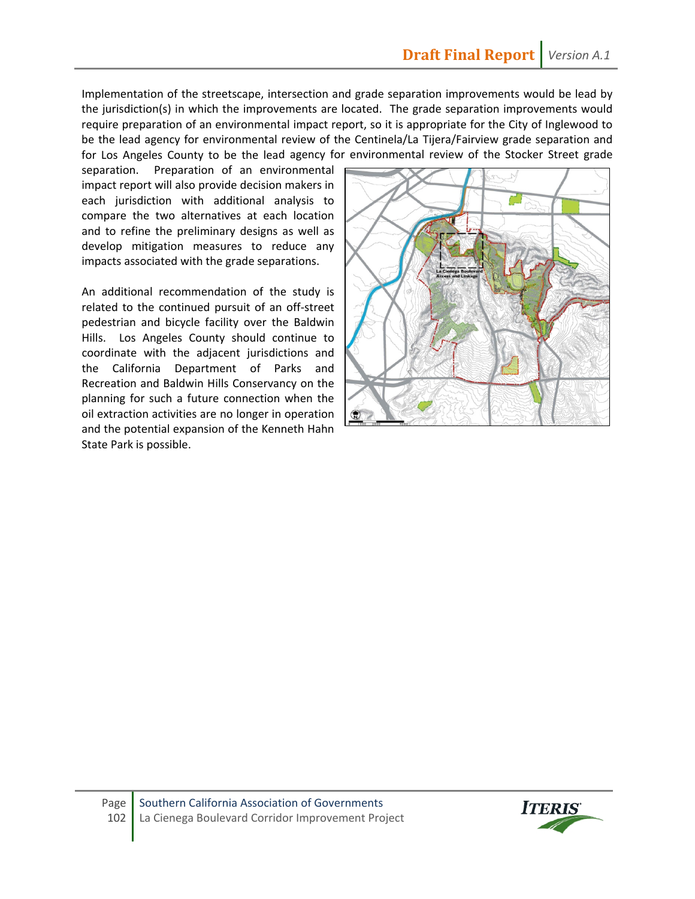Implementation of the streetscape, intersection and grade separation improvements would be lead by the jurisdiction(s) in which the improvements are located. The grade separation improvements would require preparation of an environmental impact report, so it is appropriate for the City of Inglewood to be the lead agency for environmental review of the Centinela/La Tijera/Fairview grade separation and for Los Angeles County to be the lead agency for environmental review of the Stocker Street grade separation. Preparation of an environmental impact report will also provide decision makers in each jurisdiction with additional analysis to compare the two alternatives at each location and to refine the preliminary designs as well as develop mitigation measures to reduce any impacts associated with the grade separations.

An additional recommendation of the study is related to the continued pursuit of an off-street pedestrian and bicycle facility over the Baldwin Hills. Los Angeles County should continue to coordinate with the adjacent jurisdictions and the California Department of Parks and Recreation and Baldwin Hills Conservancy on the planning for such a future connection when the oil extraction activities are no longer in operation and the potential expansion of the Kenneth Hahn State Park is possible.